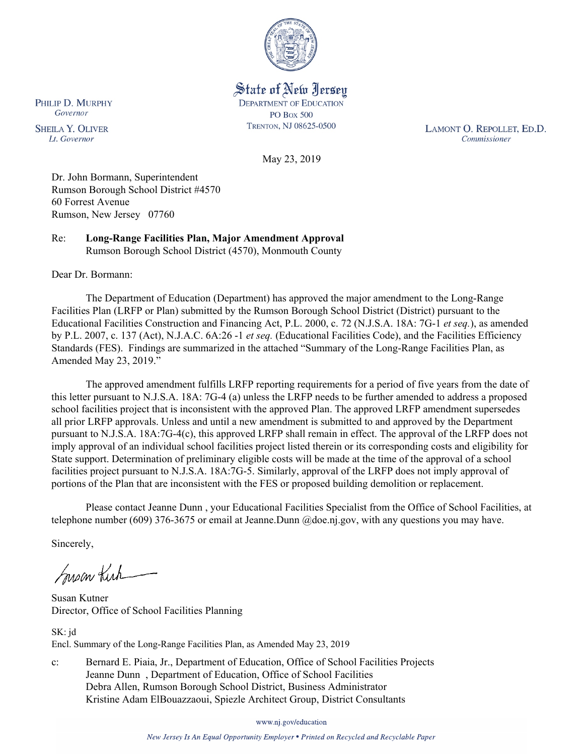State of New Jersey
DEPARTMENT OF EDUCATION
PO BOX 500
TRENTON, NJ 08625-0500

PHILIP D. MURPHY
*Governor*

SHEILA Y. OLIVER
*Lt. Governor*

LAMONT O. REPOLLET, ED.D.
*Commissioner*

May 23, 2019

Dr. John Bormann, Superintendent
Rumson Borough School District #4570
60 Forrest Avenue
Rumson, New Jersey 07760

Re: **Long-Range Facilities Plan, Major Amendment Approval**
Rumson Borough School District (4570), Monmouth County

Dear Dr. Bormann:

The Department of Education (Department) has approved the major amendment to the Long-Range Facilities Plan (LRFP or Plan) submitted by the Rumson Borough School District (District) pursuant to the Educational Facilities Construction and Financing Act, P.L. 2000, c. 72 (N.J.S.A. 18A: 7G-1 *et seq.*), as amended by P.L. 2007, c. 137 (Act), N.J.A.C. 6A:26 -1 *et seq.* (Educational Facilities Code), and the Facilities Efficiency Standards (FES). Findings are summarized in the attached "Summary of the Long-Range Facilities Plan, as Amended May 23, 2019."

The approved amendment fulfills LRFP reporting requirements for a period of five years from the date of this letter pursuant to N.J.S.A. 18A: 7G-4 (a) unless the LRFP needs to be further amended to address a proposed school facilities project that is inconsistent with the approved Plan. The approved LRFP amendment supersedes all prior LRFP approvals. Unless and until a new amendment is submitted to and approved by the Department pursuant to N.J.S.A. 18A:7G-4(c), this approved LRFP shall remain in effect. The approval of the LRFP does not imply approval of an individual school facilities project listed therein or its corresponding costs and eligibility for State support. Determination of preliminary eligible costs will be made at the time of the approval of a school facilities project pursuant to N.J.S.A. 18A:7G-5. Similarly, approval of the LRFP does not imply approval of portions of the Plan that are inconsistent with the FES or proposed building demolition or replacement.

Please contact Jeanne Dunn , your Educational Facilities Specialist from the Office of School Facilities, at telephone number (609) 376-3675 or email at Jeanne.Dunn @doe.nj.gov, with any questions you may have.

Sincerely,

Susan Kutner
Director, Office of School Facilities Planning

SK: jd
Encl. Summary of the Long-Range Facilities Plan, as Amended May 23, 2019

c: Bernard E. Piaia, Jr., Department of Education, Office of School Facilities Projects
Jeanne Dunn , Department of Education, Office of School Facilities
Debra Allen, Rumson Borough School District, Business Administrator
Kristine Adam ElBouazzaoui, Spiezle Architect Group, District Consultants

www.nj.gov/education

*New Jersey Is An Equal Opportunity Employer • Printed on Recycled and Recyclable Paper*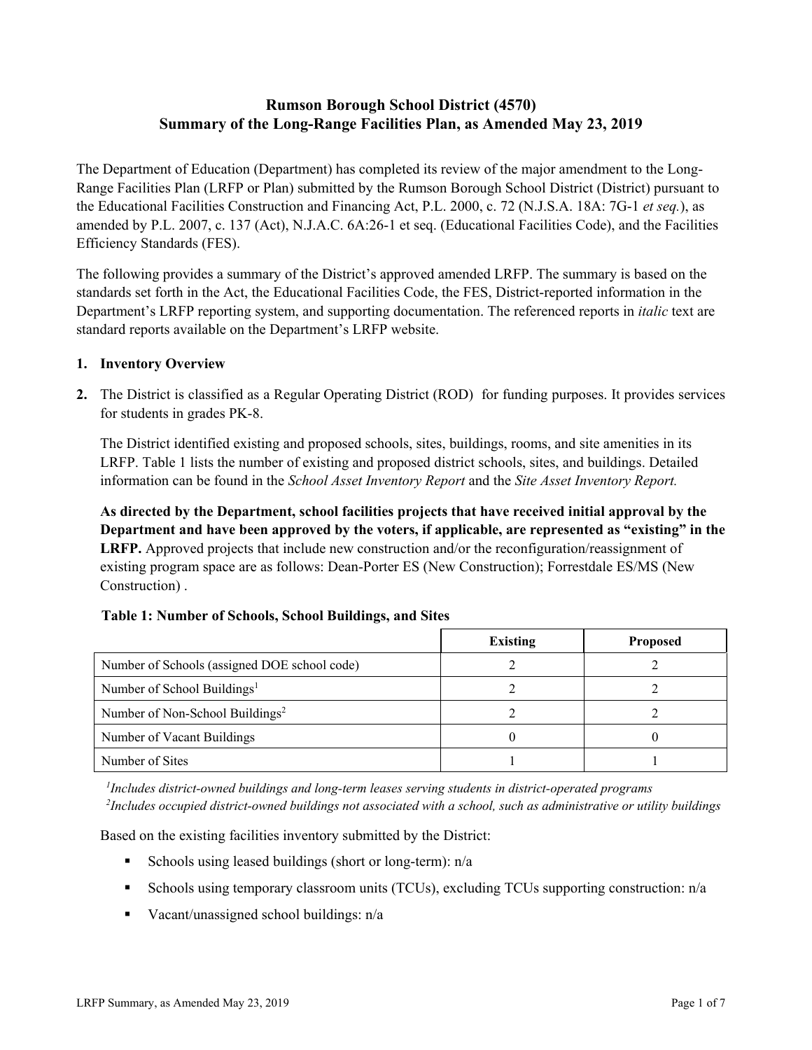# Rumson Borough School District (4570)
# Summary of the Long-Range Facilities Plan, as Amended May 23, 2019

The Department of Education (Department) has completed its review of the major amendment to the Long-Range Facilities Plan (LRFP or Plan) submitted by the Rumson Borough School District (District) pursuant to the Educational Facilities Construction and Financing Act, P.L. 2000, c. 72 (N.J.S.A. 18A: 7G-1 *et seq.*), as amended by P.L. 2007, c. 137 (Act), N.J.A.C. 6A:26-1 et seq. (Educational Facilities Code), and the Facilities Efficiency Standards (FES).

The following provides a summary of the District's approved amended LRFP. The summary is based on the standards set forth in the Act, the Educational Facilities Code, the FES, District-reported information in the Department's LRFP reporting system, and supporting documentation. The referenced reports in *italic* text are standard reports available on the Department's LRFP website.

1. **Inventory Overview**

2. The District is classified as a Regular Operating District (ROD) for funding purposes. It provides services for students in grades PK-8.

The District identified existing and proposed schools, sites, buildings, rooms, and site amenities in its LRFP. Table 1 lists the number of existing and proposed district schools, sites, and buildings. Detailed information can be found in the *School Asset Inventory Report* and the *Site Asset Inventory Report.*

**As directed by the Department, school facilities projects that have received initial approval by the Department and have been approved by the voters, if applicable, are represented as "existing" in the LRFP.** Approved projects that include new construction and/or the reconfiguration/reassignment of existing program space are as follows: Dean-Porter ES (New Construction); Forrestdale ES/MS (New Construction) .

**Table 1: Number of Schools, School Buildings, and Sites**

| | Existing | Proposed |
|---|---|---|
| Number of Schools (assigned DOE school code) | 2 | 2 |
| Number of School Buildings[1] | 2 | 2 |
| Number of Non-School Buildings[2] | 2 | 2 |
| Number of Vacant Buildings | 0 | 0 |
| Number of Sites | 1 | 1 |

*[1]Includes district-owned buildings and long-term leases serving students in district-operated programs*
*[2]Includes occupied district-owned buildings not associated with a school, such as administrative or utility buildings*

Based on the existing facilities inventory submitted by the District:

- Schools using leased buildings (short or long-term): n/a
- Schools using temporary classroom units (TCUs), excluding TCUs supporting construction: n/a
- Vacant/unassigned school buildings: n/a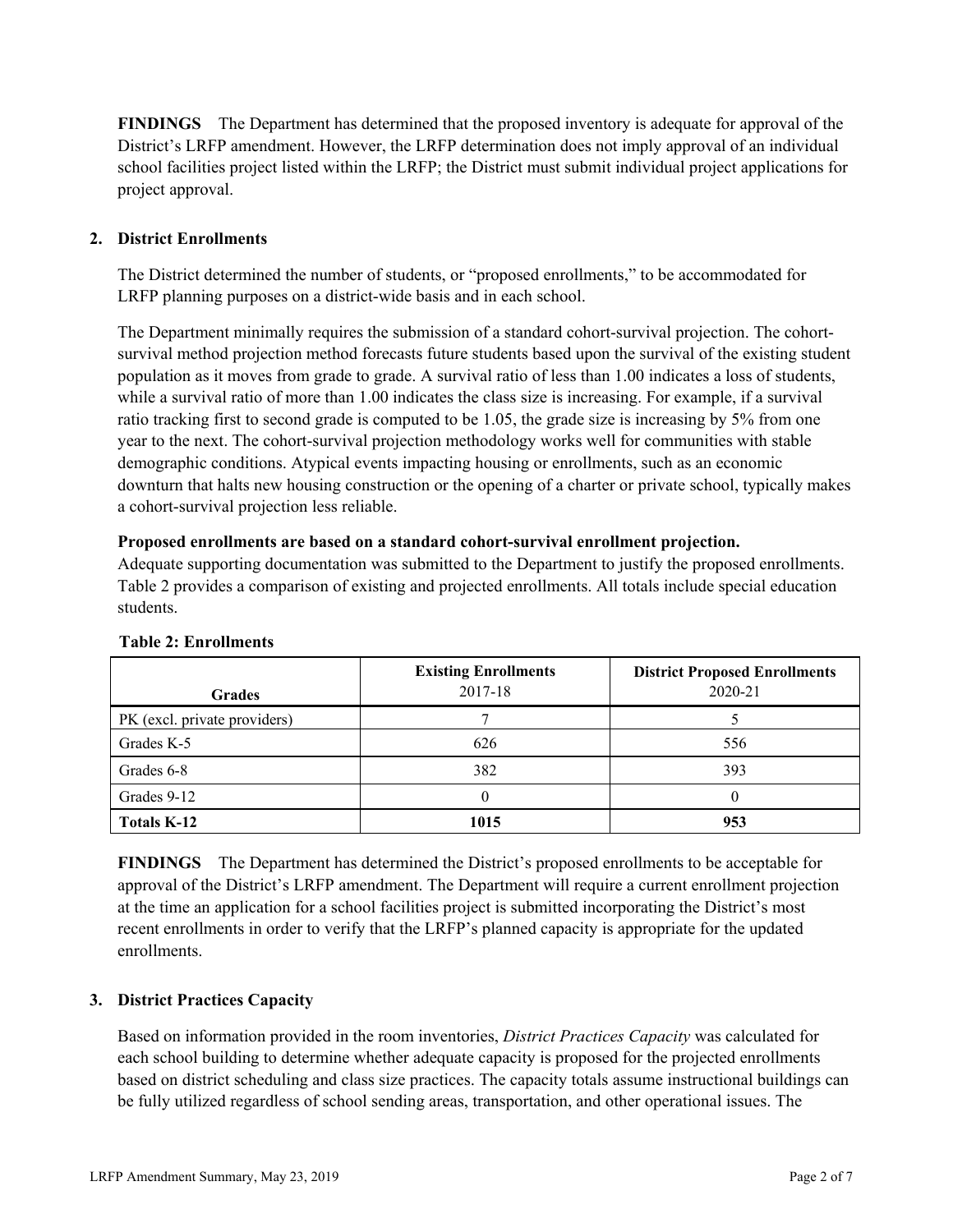**FINDINGS** The Department has determined that the proposed inventory is adequate for approval of the District's LRFP amendment. However, the LRFP determination does not imply approval of an individual school facilities project listed within the LRFP; the District must submit individual project applications for project approval.

## 2. District Enrollments

The District determined the number of students, or "proposed enrollments," to be accommodated for LRFP planning purposes on a district-wide basis and in each school.

The Department minimally requires the submission of a standard cohort-survival projection. The cohort-survival method projection method forecasts future students based upon the survival of the existing student population as it moves from grade to grade. A survival ratio of less than 1.00 indicates a loss of students, while a survival ratio of more than 1.00 indicates the class size is increasing. For example, if a survival ratio tracking first to second grade is computed to be 1.05, the grade size is increasing by 5% from one year to the next. The cohort-survival projection methodology works well for communities with stable demographic conditions. Atypical events impacting housing or enrollments, such as an economic downturn that halts new housing construction or the opening of a charter or private school, typically makes a cohort-survival projection less reliable.

**Proposed enrollments are based on a standard cohort-survival enrollment projection.**
Adequate supporting documentation was submitted to the Department to justify the proposed enrollments. Table 2 provides a comparison of existing and projected enrollments. All totals include special education students.

**Table 2: Enrollments**

| Grades | Existing Enrollments 2017-18 | District Proposed Enrollments 2020-21 |
|---|---|---|
| PK (excl. private providers) | 7 | 5 |
| Grades K-5 | 626 | 556 |
| Grades 6-8 | 382 | 393 |
| Grades 9-12 | 0 | 0 |
| **Totals K-12** | **1015** | **953** |

**FINDINGS** The Department has determined the District's proposed enrollments to be acceptable for approval of the District's LRFP amendment. The Department will require a current enrollment projection at the time an application for a school facilities project is submitted incorporating the District's most recent enrollments in order to verify that the LRFP's planned capacity is appropriate for the updated enrollments.

## 3. District Practices Capacity

Based on information provided in the room inventories, *District Practices Capacity* was calculated for each school building to determine whether adequate capacity is proposed for the projected enrollments based on district scheduling and class size practices. The capacity totals assume instructional buildings can be fully utilized regardless of school sending areas, transportation, and other operational issues. The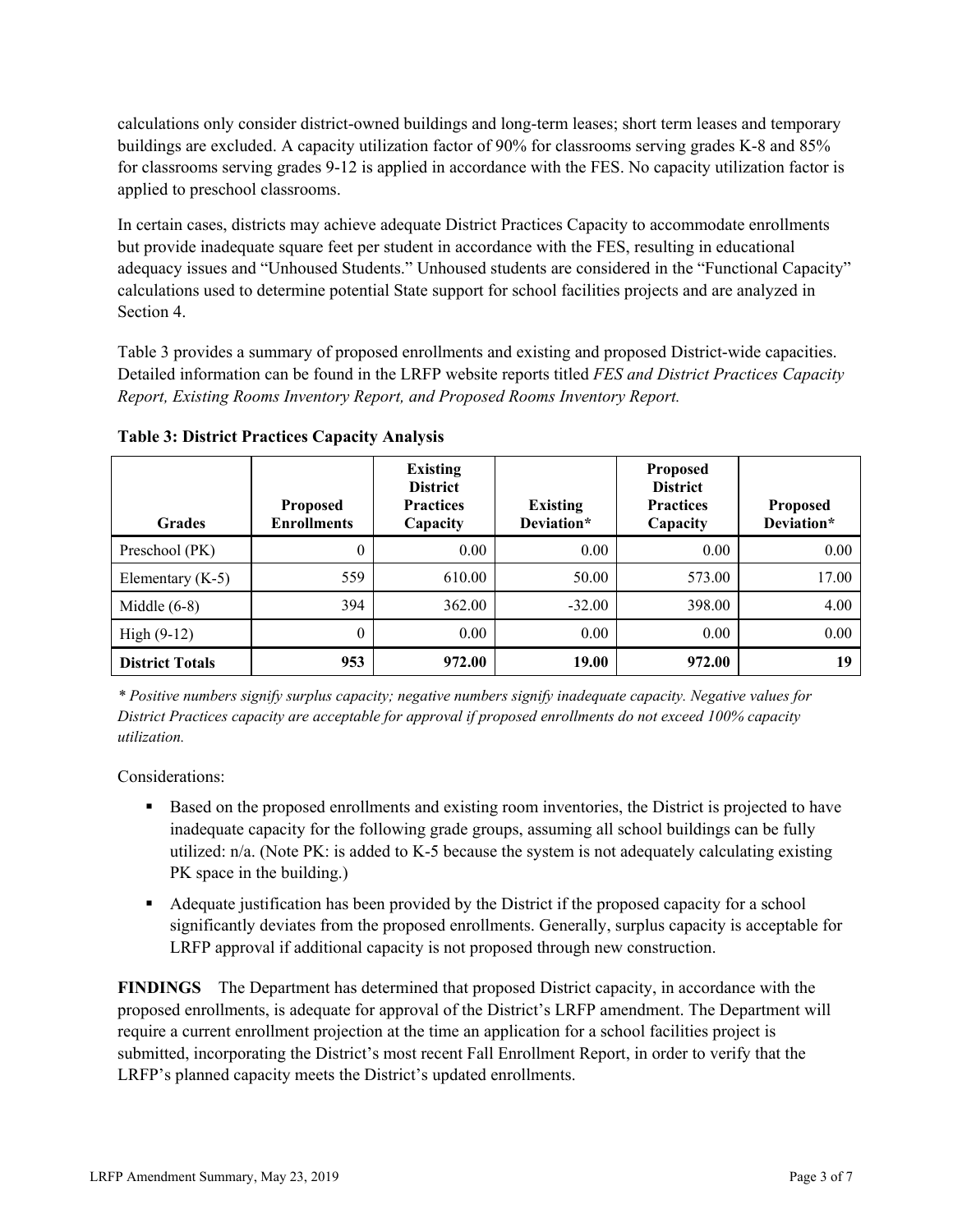calculations only consider district-owned buildings and long-term leases; short term leases and temporary buildings are excluded. A capacity utilization factor of 90% for classrooms serving grades K-8 and 85% for classrooms serving grades 9-12 is applied in accordance with the FES. No capacity utilization factor is applied to preschool classrooms.

In certain cases, districts may achieve adequate District Practices Capacity to accommodate enrollments but provide inadequate square feet per student in accordance with the FES, resulting in educational adequacy issues and "Unhoused Students." Unhoused students are considered in the "Functional Capacity" calculations used to determine potential State support for school facilities projects and are analyzed in Section 4.

Table 3 provides a summary of proposed enrollments and existing and proposed District-wide capacities. Detailed information can be found in the LRFP website reports titled *FES and District Practices Capacity Report, Existing Rooms Inventory Report, and Proposed Rooms Inventory Report.*

**Table 3: District Practices Capacity Analysis**

| Grades | Proposed Enrollments | Existing District Practices Capacity | Existing Deviation* | Proposed District Practices Capacity | Proposed Deviation* |
|---|---|---|---|---|---|
| Preschool (PK) | 0 | 0.00 | 0.00 | 0.00 | 0.00 |
| Elementary (K-5) | 559 | 610.00 | 50.00 | 573.00 | 17.00 |
| Middle (6-8) | 394 | 362.00 | -32.00 | 398.00 | 4.00 |
| High (9-12) | 0 | 0.00 | 0.00 | 0.00 | 0.00 |
| **District Totals** | **953** | **972.00** | **19.00** | **972.00** | **19** |

*\* Positive numbers signify surplus capacity; negative numbers signify inadequate capacity. Negative values for District Practices capacity are acceptable for approval if proposed enrollments do not exceed 100% capacity utilization.*

Considerations:

- Based on the proposed enrollments and existing room inventories, the District is projected to have inadequate capacity for the following grade groups, assuming all school buildings can be fully utilized: n/a. (Note PK: is added to K-5 because the system is not adequately calculating existing PK space in the building.)
- Adequate justification has been provided by the District if the proposed capacity for a school significantly deviates from the proposed enrollments. Generally, surplus capacity is acceptable for LRFP approval if additional capacity is not proposed through new construction.

**FINDINGS** The Department has determined that proposed District capacity, in accordance with the proposed enrollments, is adequate for approval of the District's LRFP amendment. The Department will require a current enrollment projection at the time an application for a school facilities project is submitted, incorporating the District's most recent Fall Enrollment Report, in order to verify that the LRFP's planned capacity meets the District's updated enrollments.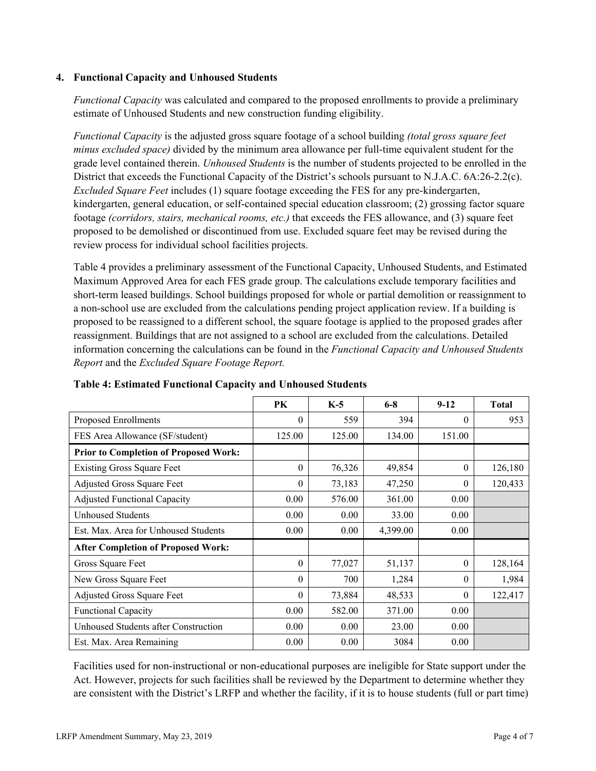### 4. Functional Capacity and Unhoused Students

*Functional Capacity* was calculated and compared to the proposed enrollments to provide a preliminary estimate of Unhoused Students and new construction funding eligibility.

*Functional Capacity* is the adjusted gross square footage of a school building *(total gross square feet minus excluded space)* divided by the minimum area allowance per full-time equivalent student for the grade level contained therein. *Unhoused Students* is the number of students projected to be enrolled in the District that exceeds the Functional Capacity of the District's schools pursuant to N.J.A.C. 6A:26-2.2(c). *Excluded Square Feet* includes (1) square footage exceeding the FES for any pre-kindergarten, kindergarten, general education, or self-contained special education classroom; (2) grossing factor square footage *(corridors, stairs, mechanical rooms, etc.)* that exceeds the FES allowance, and (3) square feet proposed to be demolished or discontinued from use. Excluded square feet may be revised during the review process for individual school facilities projects.

Table 4 provides a preliminary assessment of the Functional Capacity, Unhoused Students, and Estimated Maximum Approved Area for each FES grade group. The calculations exclude temporary facilities and short-term leased buildings. School buildings proposed for whole or partial demolition or reassignment to a non-school use are excluded from the calculations pending project application review. If a building is proposed to be reassigned to a different school, the square footage is applied to the proposed grades after reassignment. Buildings that are not assigned to a school are excluded from the calculations. Detailed information concerning the calculations can be found in the *Functional Capacity and Unhoused Students Report* and the *Excluded Square Footage Report.*

**Table 4: Estimated Functional Capacity and Unhoused Students**

| | PK | K-5 | 6-8 | 9-12 | Total |
|---|---|---|---|---|---|
| Proposed Enrollments | 0 | 559 | 394 | 0 | 953 |
| FES Area Allowance (SF/student) | 125.00 | 125.00 | 134.00 | 151.00 | |
| **Prior to Completion of Proposed Work:** | | | | | |
| Existing Gross Square Feet | 0 | 76,326 | 49,854 | 0 | 126,180 |
| Adjusted Gross Square Feet | 0 | 73,183 | 47,250 | 0 | 120,433 |
| Adjusted Functional Capacity | 0.00 | 576.00 | 361.00 | 0.00 | |
| Unhoused Students | 0.00 | 0.00 | 33.00 | 0.00 | |
| Est. Max. Area for Unhoused Students | 0.00 | 0.00 | 4,399.00 | 0.00 | |
| **After Completion of Proposed Work:** | | | | | |
| Gross Square Feet | 0 | 77,027 | 51,137 | 0 | 128,164 |
| New Gross Square Feet | 0 | 700 | 1,284 | 0 | 1,984 |
| Adjusted Gross Square Feet | 0 | 73,884 | 48,533 | 0 | 122,417 |
| Functional Capacity | 0.00 | 582.00 | 371.00 | 0.00 | |
| Unhoused Students after Construction | 0.00 | 0.00 | 23.00 | 0.00 | |
| Est. Max. Area Remaining | 0.00 | 0.00 | 3084 | 0.00 | |

Facilities used for non-instructional or non-educational purposes are ineligible for State support under the Act. However, projects for such facilities shall be reviewed by the Department to determine whether they are consistent with the District's LRFP and whether the facility, if it is to house students (full or part time)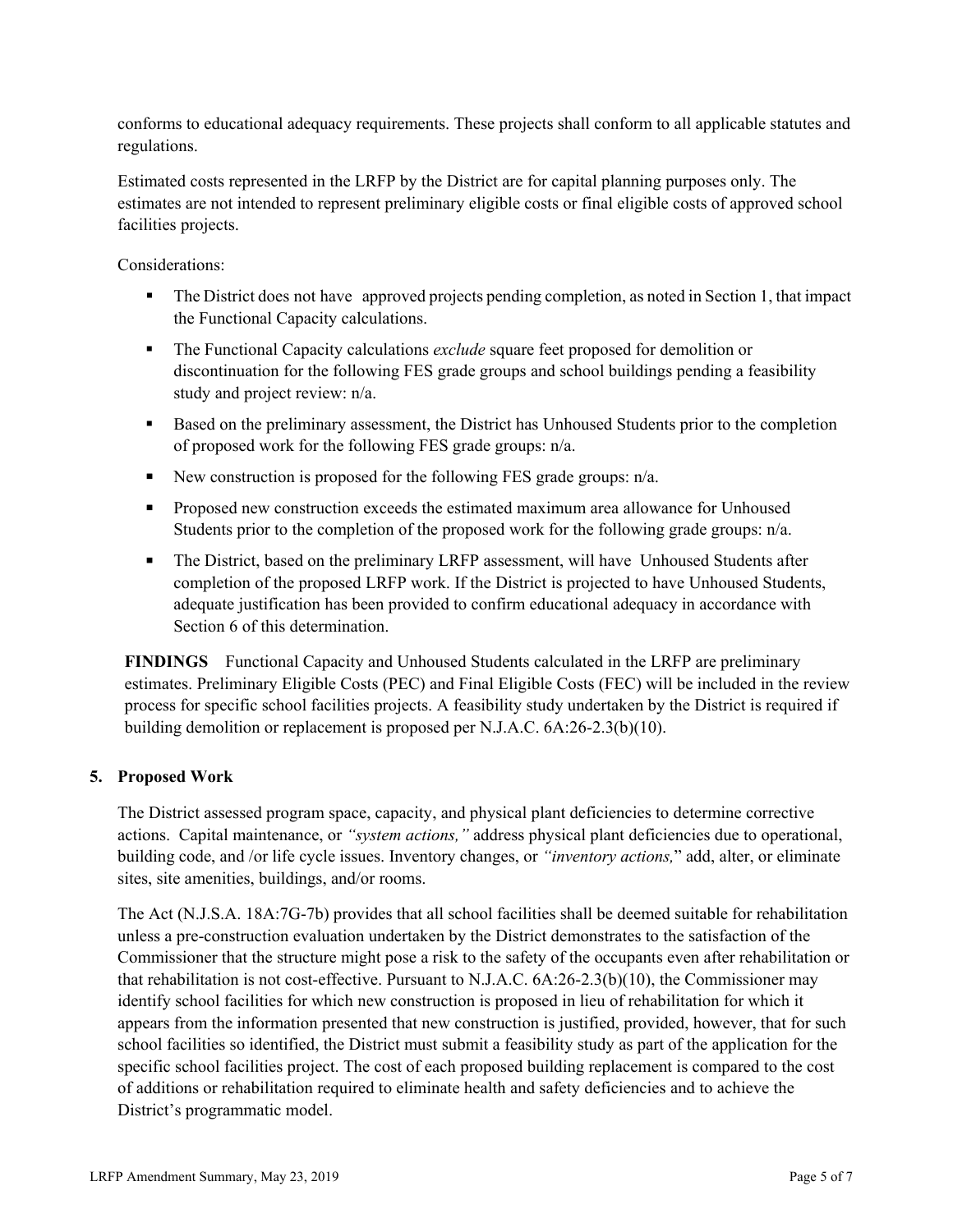conforms to educational adequacy requirements. These projects shall conform to all applicable statutes and regulations.

Estimated costs represented in the LRFP by the District are for capital planning purposes only. The estimates are not intended to represent preliminary eligible costs or final eligible costs of approved school facilities projects.

Considerations:

- The District does not have approved projects pending completion, as noted in Section 1, that impact the Functional Capacity calculations.
- The Functional Capacity calculations *exclude* square feet proposed for demolition or discontinuation for the following FES grade groups and school buildings pending a feasibility study and project review: n/a.
- Based on the preliminary assessment, the District has Unhoused Students prior to the completion of proposed work for the following FES grade groups: n/a.
- New construction is proposed for the following FES grade groups: n/a.
- Proposed new construction exceeds the estimated maximum area allowance for Unhoused Students prior to the completion of the proposed work for the following grade groups: n/a.
- The District, based on the preliminary LRFP assessment, will have Unhoused Students after completion of the proposed LRFP work. If the District is projected to have Unhoused Students, adequate justification has been provided to confirm educational adequacy in accordance with Section 6 of this determination.

**FINDINGS** Functional Capacity and Unhoused Students calculated in the LRFP are preliminary estimates. Preliminary Eligible Costs (PEC) and Final Eligible Costs (FEC) will be included in the review process for specific school facilities projects. A feasibility study undertaken by the District is required if building demolition or replacement is proposed per N.J.A.C. 6A:26-2.3(b)(10).

## 5. Proposed Work

The District assessed program space, capacity, and physical plant deficiencies to determine corrective actions. Capital maintenance, or *"system actions,"* address physical plant deficiencies due to operational, building code, and /or life cycle issues. Inventory changes, or *"inventory actions,"* add, alter, or eliminate sites, site amenities, buildings, and/or rooms.

The Act (N.J.S.A. 18A:7G-7b) provides that all school facilities shall be deemed suitable for rehabilitation unless a pre-construction evaluation undertaken by the District demonstrates to the satisfaction of the Commissioner that the structure might pose a risk to the safety of the occupants even after rehabilitation or that rehabilitation is not cost-effective. Pursuant to N.J.A.C. 6A:26-2.3(b)(10), the Commissioner may identify school facilities for which new construction is proposed in lieu of rehabilitation for which it appears from the information presented that new construction is justified, provided, however, that for such school facilities so identified, the District must submit a feasibility study as part of the application for the specific school facilities project. The cost of each proposed building replacement is compared to the cost of additions or rehabilitation required to eliminate health and safety deficiencies and to achieve the District's programmatic model.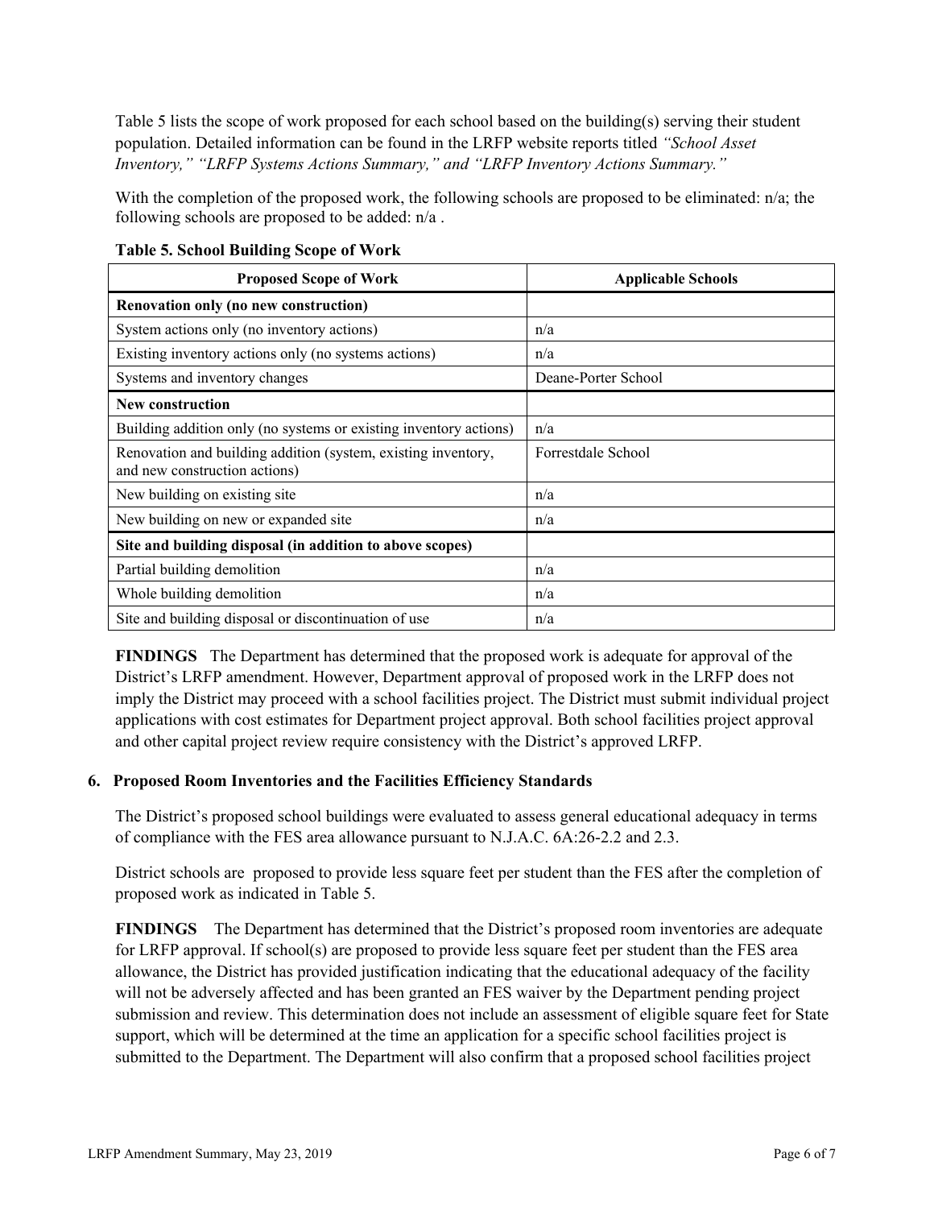Table 5 lists the scope of work proposed for each school based on the building(s) serving their student population. Detailed information can be found in the LRFP website reports titled *"School Asset Inventory," "LRFP Systems Actions Summary," and "LRFP Inventory Actions Summary."*

With the completion of the proposed work, the following schools are proposed to be eliminated: n/a; the following schools are proposed to be added: n/a .

**Table 5. School Building Scope of Work**

| Proposed Scope of Work | Applicable Schools |
|---|---|
| **Renovation only (no new construction)** | |
| System actions only (no inventory actions) | n/a |
| Existing inventory actions only (no systems actions) | n/a |
| Systems and inventory changes | Deane-Porter School |
| **New construction** | |
| Building addition only (no systems or existing inventory actions) | n/a |
| Renovation and building addition (system, existing inventory, and new construction actions) | Forrestdale School |
| New building on existing site | n/a |
| New building on new or expanded site | n/a |
| **Site and building disposal (in addition to above scopes)** | |
| Partial building demolition | n/a |
| Whole building demolition | n/a |
| Site and building disposal or discontinuation of use | n/a |

**FINDINGS** The Department has determined that the proposed work is adequate for approval of the District's LRFP amendment. However, Department approval of proposed work in the LRFP does not imply the District may proceed with a school facilities project. The District must submit individual project applications with cost estimates for Department project approval. Both school facilities project approval and other capital project review require consistency with the District's approved LRFP.

### 6. Proposed Room Inventories and the Facilities Efficiency Standards

The District's proposed school buildings were evaluated to assess general educational adequacy in terms of compliance with the FES area allowance pursuant to N.J.A.C. 6A:26-2.2 and 2.3.

District schools are proposed to provide less square feet per student than the FES after the completion of proposed work as indicated in Table 5.

**FINDINGS** The Department has determined that the District's proposed room inventories are adequate for LRFP approval. If school(s) are proposed to provide less square feet per student than the FES area allowance, the District has provided justification indicating that the educational adequacy of the facility will not be adversely affected and has been granted an FES waiver by the Department pending project submission and review. This determination does not include an assessment of eligible square feet for State support, which will be determined at the time an application for a specific school facilities project is submitted to the Department. The Department will also confirm that a proposed school facilities project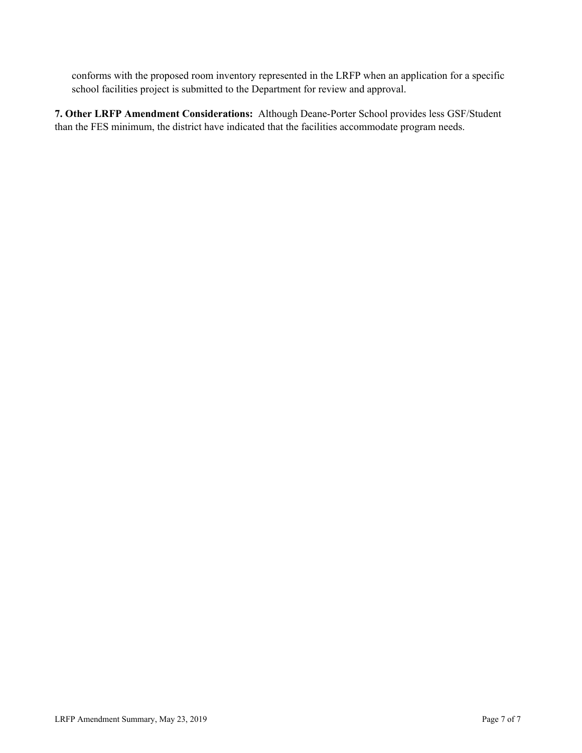conforms with the proposed room inventory represented in the LRFP when an application for a specific school facilities project is submitted to the Department for review and approval.

**7. Other LRFP Amendment Considerations:** Although Deane-Porter School provides less GSF/Student than the FES minimum, the district have indicated that the facilities accommodate program needs.